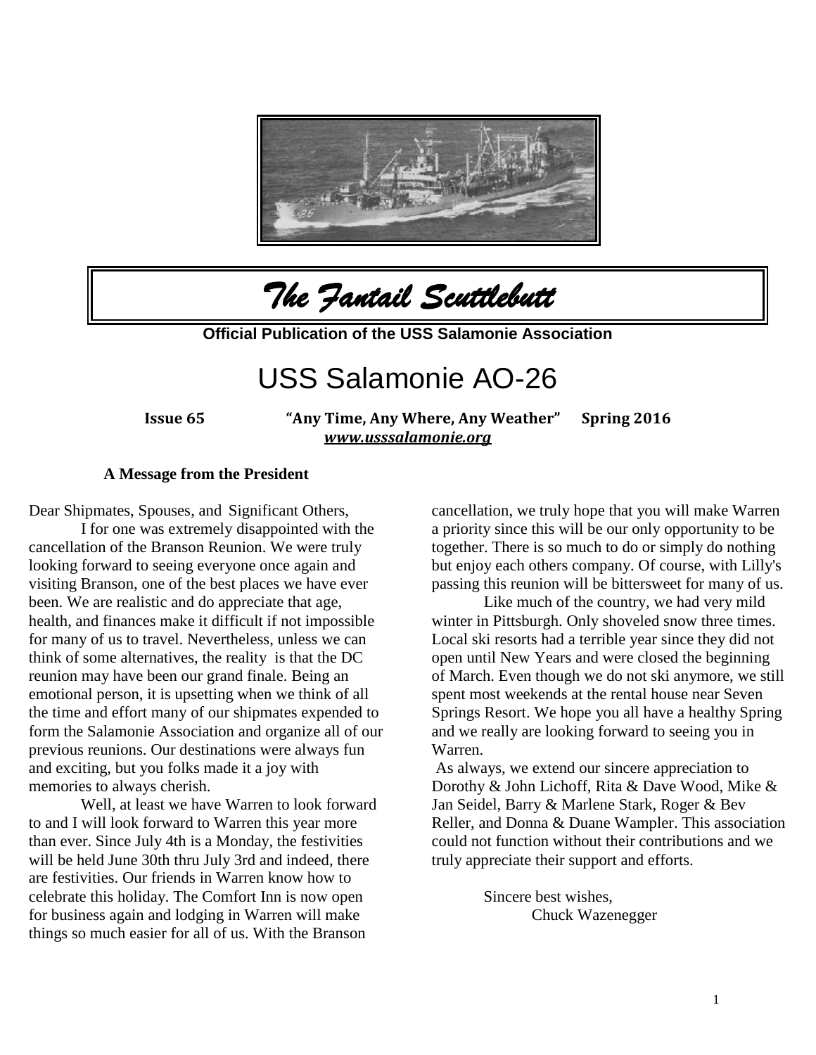# *The Fantail Scuttlebutt*

**Official Publication of the USS Salamonie Association**

# USS Salamonie AO-26

**Issue 65** **"Any Time, Any Where, Any Weather"** **Spring 2016**

***www.usssalamonie.org***

### A Message from the President

Dear Shipmates, Spouses, and Significant Others,

I for one was extremely disappointed with the cancellation of the Branson Reunion. We were truly looking forward to seeing everyone once again and visiting Branson, one of the best places we have ever been. We are realistic and do appreciate that age, health, and finances make it difficult if not impossible for many of us to travel. Nevertheless, unless we can think of some alternatives, the reality is that the DC reunion may have been our grand finale. Being an emotional person, it is upsetting when we think of all the time and effort many of our shipmates expended to form the Salamonie Association and organize all of our previous reunions. Our destinations were always fun and exciting, but you folks made it a joy with memories to always cherish.

Well, at least we have Warren to look forward to and I will look forward to Warren this year more than ever. Since July 4th is a Monday, the festivities will be held June 30th thru July 3rd and indeed, there are festivities. Our friends in Warren know how to celebrate this holiday. The Comfort Inn is now open for business again and lodging in Warren will make things so much easier for all of us. With the Branson cancellation, we truly hope that you will make Warren a priority since this will be our only opportunity to be together. There is so much to do or simply do nothing but enjoy each others company. Of course, with Lilly's passing this reunion will be bittersweet for many of us.

Like much of the country, we had very mild winter in Pittsburgh. Only shoveled snow three times. Local ski resorts had a terrible year since they did not open until New Years and were closed the beginning of March. Even though we do not ski anymore, we still spent most weekends at the rental house near Seven Springs Resort. We hope you all have a healthy Spring and we really are looking forward to seeing you in Warren.

As always, we extend our sincere appreciation to Dorothy & John Lichoff, Rita & Dave Wood, Mike & Jan Seidel, Barry & Marlene Stark, Roger & Bev Reller, and Donna & Duane Wampler. This association could not function without their contributions and we truly appreciate their support and efforts.

Sincere best wishes,
Chuck Wazenegger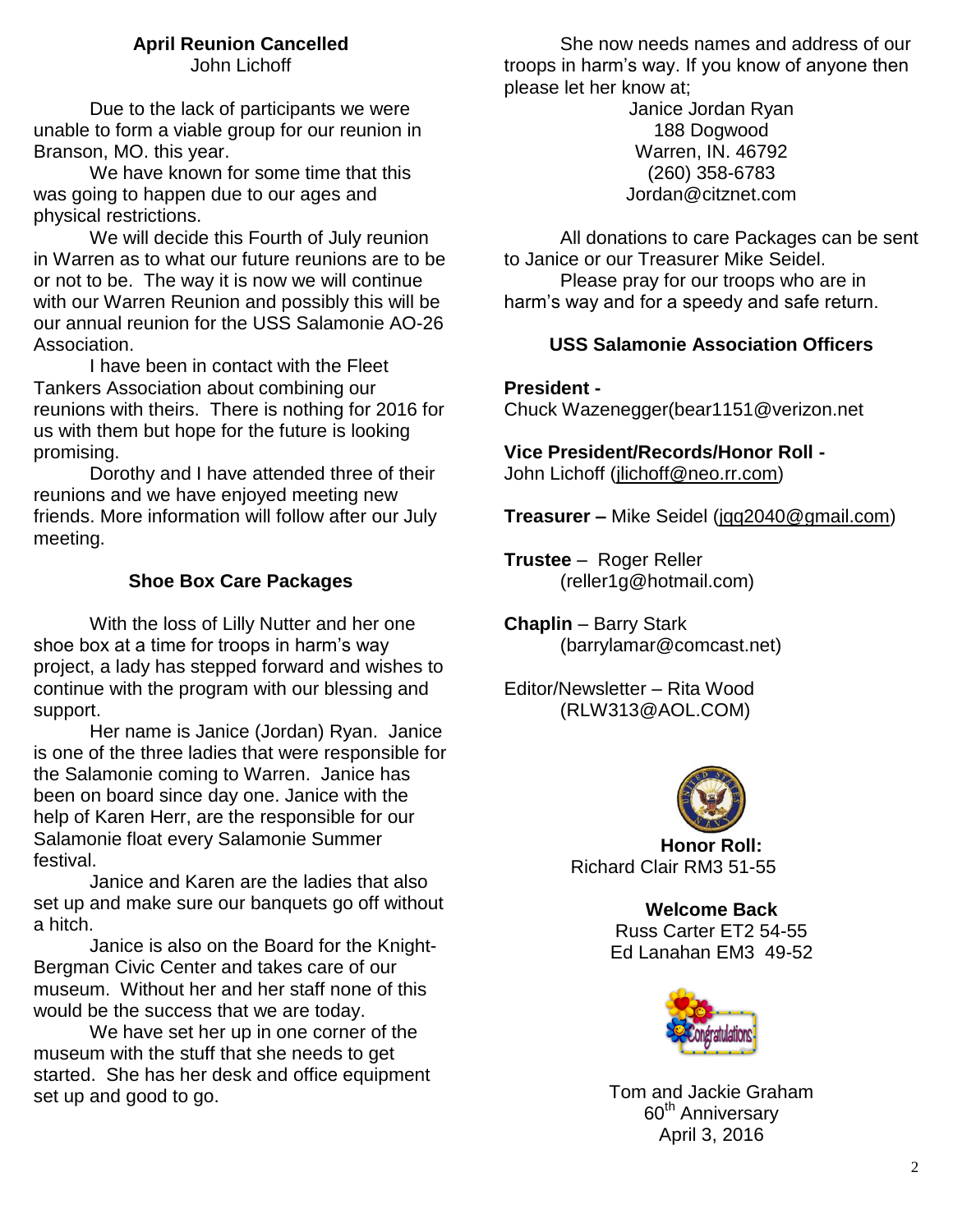## April Reunion Cancelled

John Lichoff

Due to the lack of participants we were unable to form a viable group for our reunion in Branson, MO. this year.

We have known for some time that this was going to happen due to our ages and physical restrictions.

We will decide this Fourth of July reunion in Warren as to what our future reunions are to be or not to be. The way it is now we will continue with our Warren Reunion and possibly this will be our annual reunion for the USS Salamonie AO-26 Association.

I have been in contact with the Fleet Tankers Association about combining our reunions with theirs. There is nothing for 2016 for us with them but hope for the future is looking promising.

Dorothy and I have attended three of their reunions and we have enjoyed meeting new friends. More information will follow after our July meeting.

## Shoe Box Care Packages

With the loss of Lilly Nutter and her one shoe box at a time for troops in harm's way project, a lady has stepped forward and wishes to continue with the program with our blessing and support.

Her name is Janice (Jordan) Ryan. Janice is one of the three ladies that were responsible for the Salamonie coming to Warren. Janice has been on board since day one. Janice with the help of Karen Herr, are the responsible for our Salamonie float every Salamonie Summer festival.

Janice and Karen are the ladies that also set up and make sure our banquets go off without a hitch.

Janice is also on the Board for the Knight-Bergman Civic Center and takes care of our museum. Without her and her staff none of this would be the success that we are today.

We have set her up in one corner of the museum with the stuff that she needs to get started. She has her desk and office equipment set up and good to go.

She now needs names and address of our troops in harm's way. If you know of anyone then please let her know at;

Janice Jordan Ryan
188 Dogwood
Warren, IN. 46792
(260) 358-6783
Jordan@citznet.com

All donations to care Packages can be sent to Janice or our Treasurer Mike Seidel.

Please pray for our troops who are in harm's way and for a speedy and safe return.

## USS Salamonie Association Officers

**President -**
Chuck Wazenegger(bear1151@verizon.net

**Vice President/Records/Honor Roll -**
John Lichoff (jlichoff@neo.rr.com)

**Treasurer –** Mike Seidel (jqq2040@gmail.com)

**Trustee** – Roger Reller
(reller1g@hotmail.com)

**Chaplin** – Barry Stark
(barrylamar@comcast.net)

Editor/Newsletter – Rita Wood
(RLW313@AOL.COM)

**Honor Roll:**
Richard Clair RM3 51-55

**Welcome Back**
Russ Carter ET2 54-55
Ed Lanahan EM3 49-52

Tom and Jackie Graham
60th Anniversary
April 3, 2016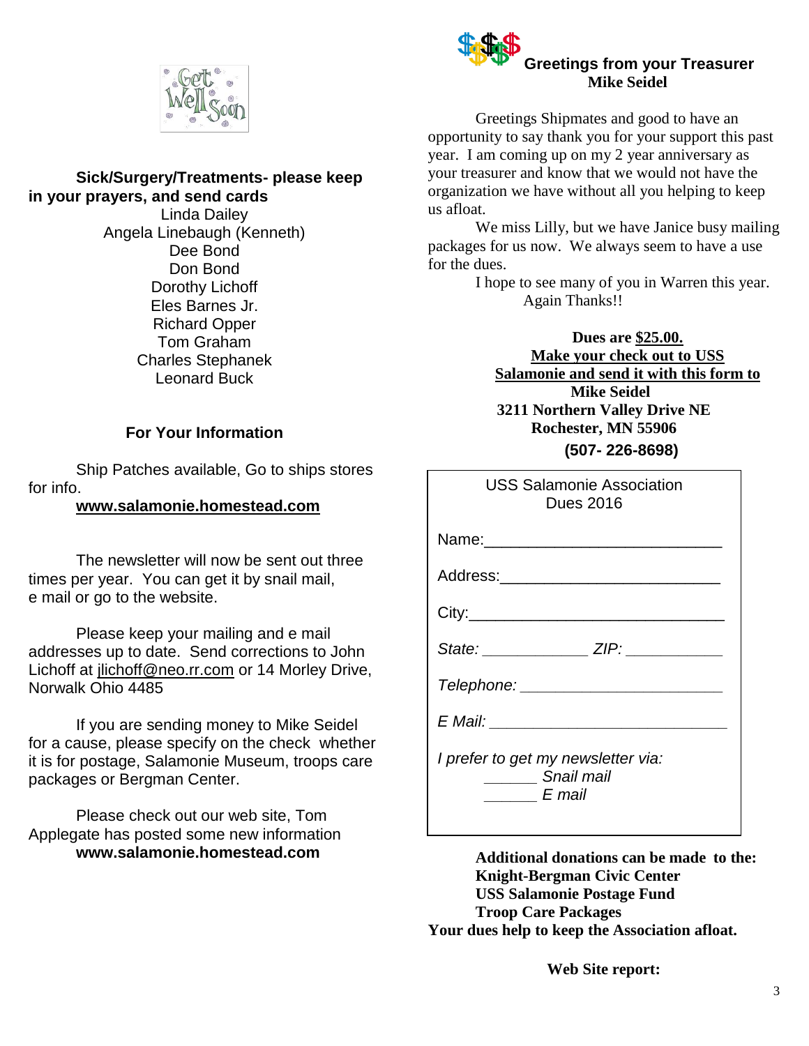**Sick/Surgery/Treatments- please keep in your prayers, and send cards**

Linda Dailey
Angela Linebaugh (Kenneth)
Dee Bond
Don Bond
Dorothy Lichoff
Eles Barnes Jr.
Richard Opper
Tom Graham
Charles Stephanek
Leonard Buck

## For Your Information

Ship Patches available, Go to ships stores for info.

**www.salamonie.homestead.com**

The newsletter will now be sent out three times per year. You can get it by snail mail, e mail or go to the website.

Please keep your mailing and e mail addresses up to date. Send corrections to John Lichoff at jlichoff@neo.rr.com or 14 Morley Drive, Norwalk Ohio 4485

If you are sending money to Mike Seidel for a cause, please specify on the check whether it is for postage, Salamonie Museum, troops care packages or Bergman Center.

Please check out our web site, Tom Applegate has posted some new information **www.salamonie.homestead.com**

## Greetings from your Treasurer Mike Seidel

Greetings Shipmates and good to have an opportunity to say thank you for your support this past year. I am coming up on my 2 year anniversary as your treasurer and know that we would not have the organization we have without all you helping to keep us afloat.

We miss Lilly, but we have Janice busy mailing packages for us now. We always seem to have a use for the dues.

I hope to see many of you in Warren this year.
Again Thanks!!

**Dues are $25.00.**
**Make your check out to USS Salamonie and send it with this form to**
**Mike Seidel**
**3211 Northern Valley Drive NE**
**Rochester, MN 55906**
**(507- 226-8698)**

USS Salamonie Association
Dues 2016

Name:___________________________

Address:_________________________

City:_____________________________

*State:* ____________ *ZIP:* ___________

*Telephone:* _______________________

*E Mail:* ___________________________

*I prefer to get my newsletter via:*
______ *Snail mail*
______ *E mail*

**Additional donations can be made to the:**
**Knight-Bergman Civic Center**
**USS Salamonie Postage Fund**
**Troop Care Packages**
**Your dues help to keep the Association afloat.**

**Web Site report:**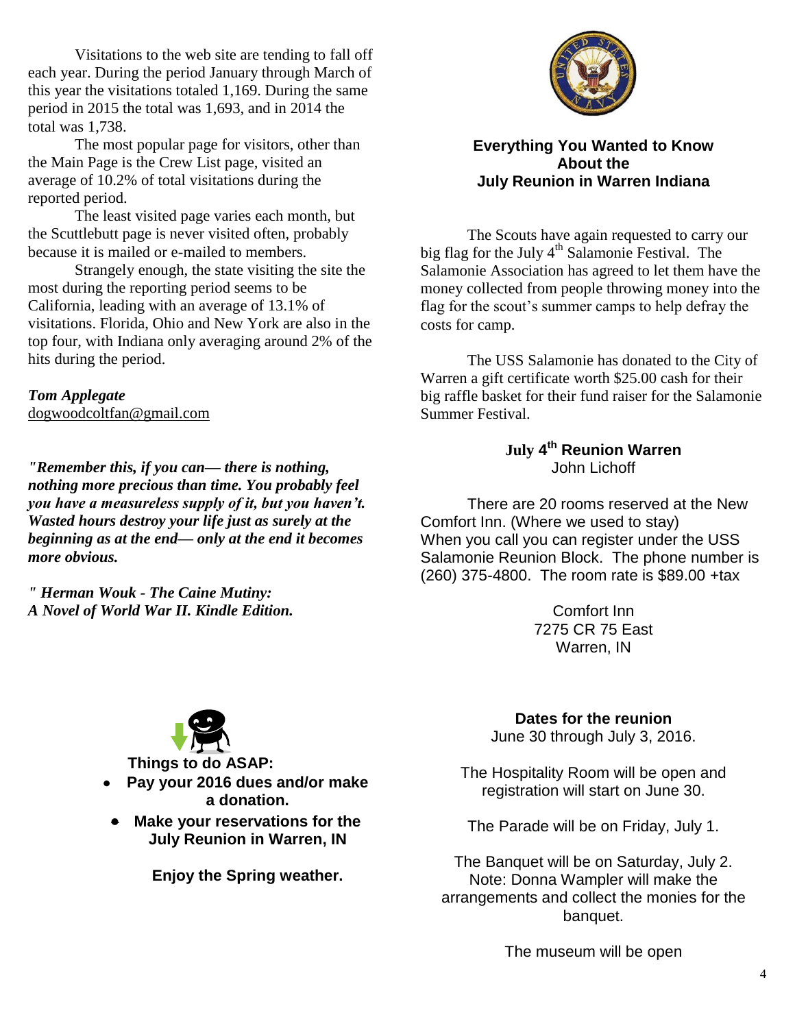Visitations to the web site are tending to fall off each year. During the period January through March of this year the visitations totaled 1,169. During the same period in 2015 the total was 1,693, and in 2014 the total was 1,738.

The most popular page for visitors, other than the Main Page is the Crew List page, visited an average of 10.2% of total visitations during the reported period.

The least visited page varies each month, but the Scuttlebutt page is never visited often, probably because it is mailed or e-mailed to members.

Strangely enough, the state visiting the site the most during the reporting period seems to be California, leading with an average of 13.1% of visitations. Florida, Ohio and New York are also in the top four, with Indiana only averaging around 2% of the hits during the period.

***Tom Applegate***
dogwoodcoltfan@gmail.com

***"Remember this, if you can— there is nothing, nothing more precious than time. You probably feel you have a measureless supply of it, but you haven't. Wasted hours destroy your life just as surely at the beginning as at the end— only at the end it becomes more obvious.***

***" Herman Wouk - The Caine Mutiny: A Novel of World War II. Kindle Edition.***

**Things to do ASAP:**

- **Pay your 2016 dues and/or make a donation.**
- **Make your reservations for the July Reunion in Warren, IN**

**Enjoy the Spring weather.**

## Everything You Wanted to Know About the July Reunion in Warren Indiana

The Scouts have again requested to carry our big flag for the July 4th Salamonie Festival. The Salamonie Association has agreed to let them have the money collected from people throwing money into the flag for the scout's summer camps to help defray the costs for camp.

The USS Salamonie has donated to the City of Warren a gift certificate worth $25.00 cash for their big raffle basket for their fund raiser for the Salamonie Summer Festival.

### July 4th Reunion Warren

John Lichoff

There are 20 rooms reserved at the New Comfort Inn. (Where we used to stay) When you call you can register under the USS Salamonie Reunion Block. The phone number is (260) 375-4800. The room rate is $89.00 +tax

Comfort Inn
7275 CR 75 East
Warren, IN

**Dates for the reunion**
June 30 through July 3, 2016.

The Hospitality Room will be open and registration will start on June 30.

The Parade will be on Friday, July 1.

The Banquet will be on Saturday, July 2.
Note: Donna Wampler will make the arrangements and collect the monies for the banquet.

The museum will be open